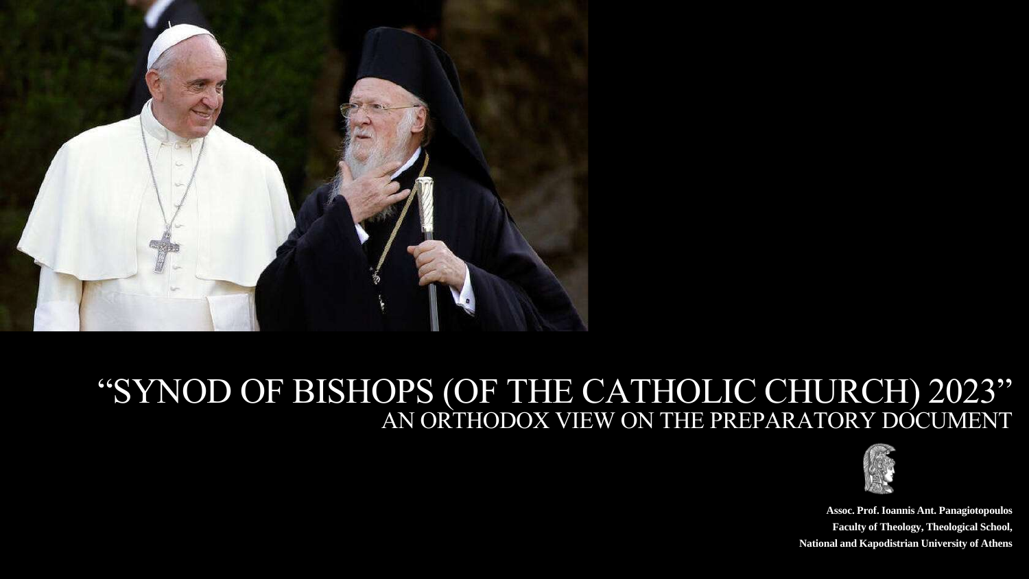# "SYNOD OF BISHOPS (OF THE CATHOLIC CHURCH) 2023"

## AN ORTHODOX VIEW ON THE PREPARATORY DOCUMENT

**Assoc. Prof. Ioannis Ant. Panagiotopoulos**
**Faculty of Theology, Theological School,**
**National and Kapodistrian University of Athens**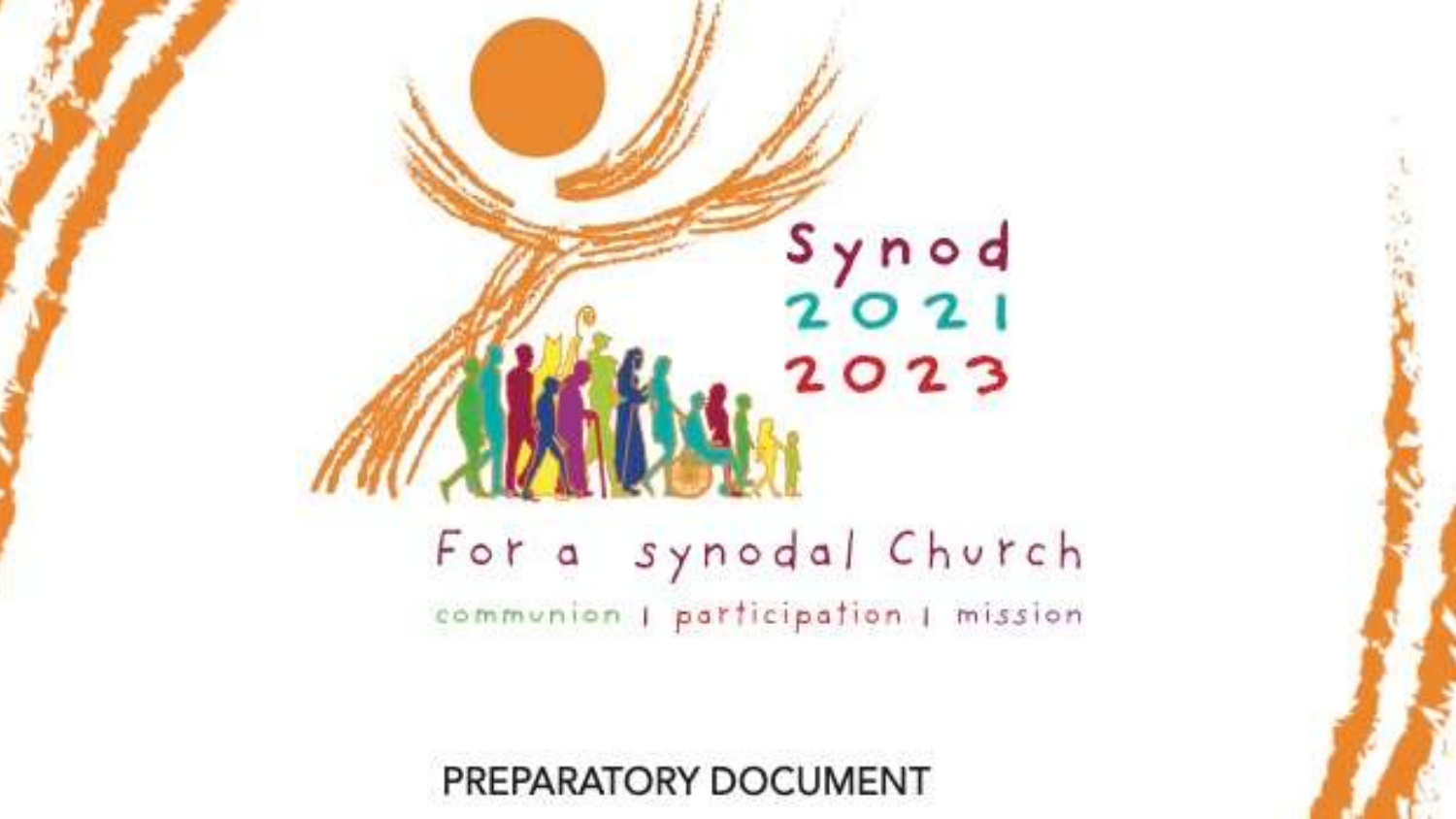Synod 2021 2023

For a synodal Church

communion | participation | mission

PREPARATORY DOCUMENT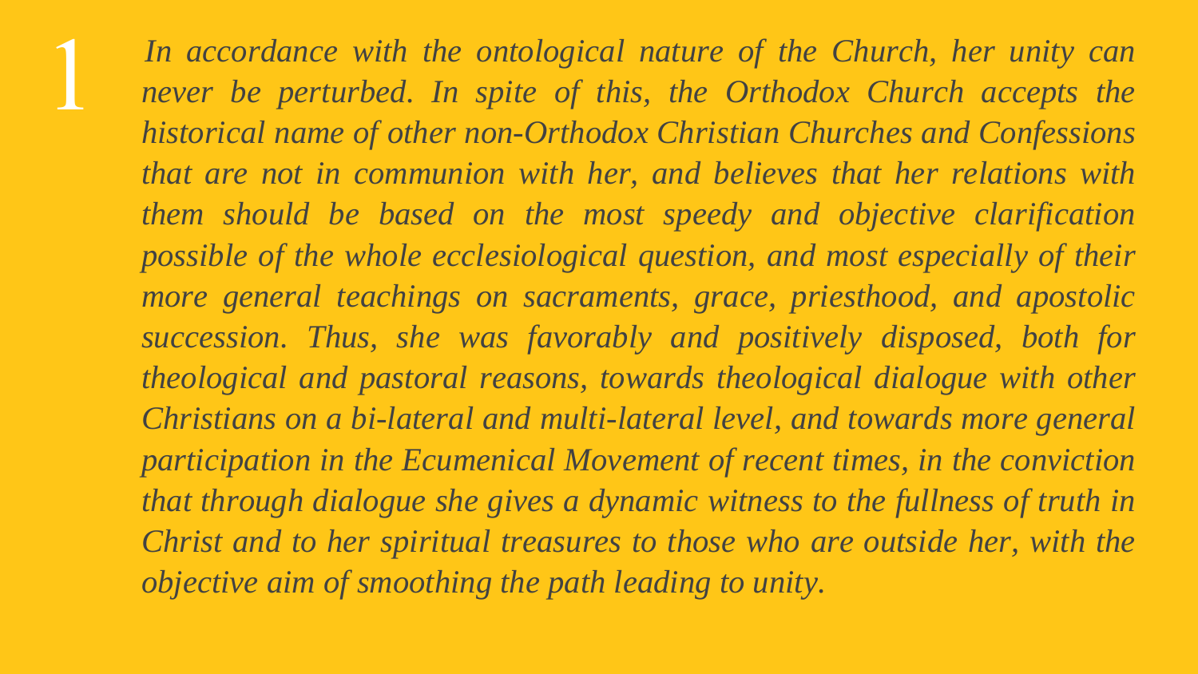1

*In accordance with the ontological nature of the Church, her unity can never be perturbed. In spite of this, the Orthodox Church accepts the historical name of other non-Orthodox Christian Churches and Confessions that are not in communion with her, and believes that her relations with them should be based on the most speedy and objective clarification possible of the whole ecclesiological question, and most especially of their more general teachings on sacraments, grace, priesthood, and apostolic succession. Thus, she was favorably and positively disposed, both for theological and pastoral reasons, towards theological dialogue with other Christians on a bi-lateral and multi-lateral level, and towards more general participation in the Ecumenical Movement of recent times, in the conviction that through dialogue she gives a dynamic witness to the fullness of truth in Christ and to her spiritual treasures to those who are outside her, with the objective aim of smoothing the path leading to unity.*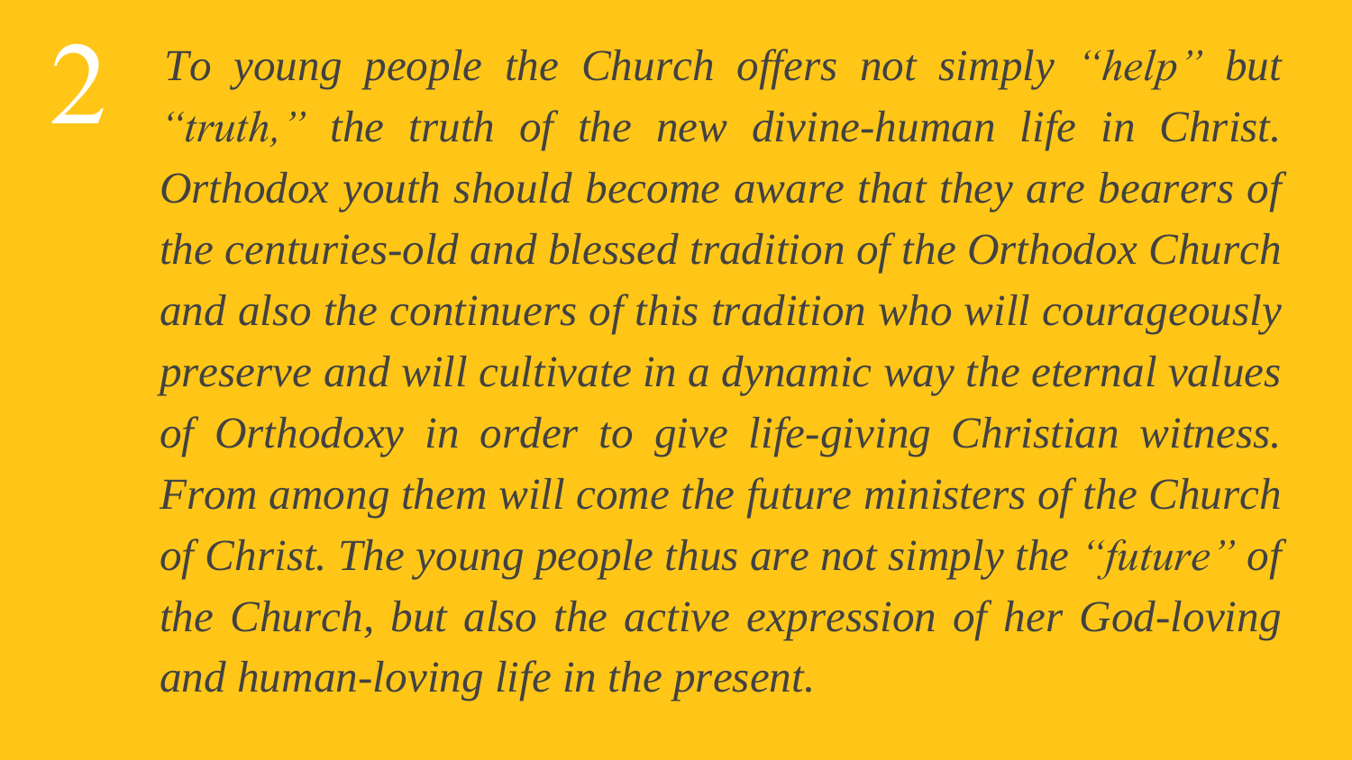2

*To young people the Church offers not simply "help" but "truth," the truth of the new divine-human life in Christ. Orthodox youth should become aware that they are bearers of the centuries-old and blessed tradition of the Orthodox Church and also the continuers of this tradition who will courageously preserve and will cultivate in a dynamic way the eternal values of Orthodoxy in order to give life-giving Christian witness. From among them will come the future ministers of the Church of Christ. The young people thus are not simply the "future" of the Church, but also the active expression of her God-loving and human-loving life in the present.*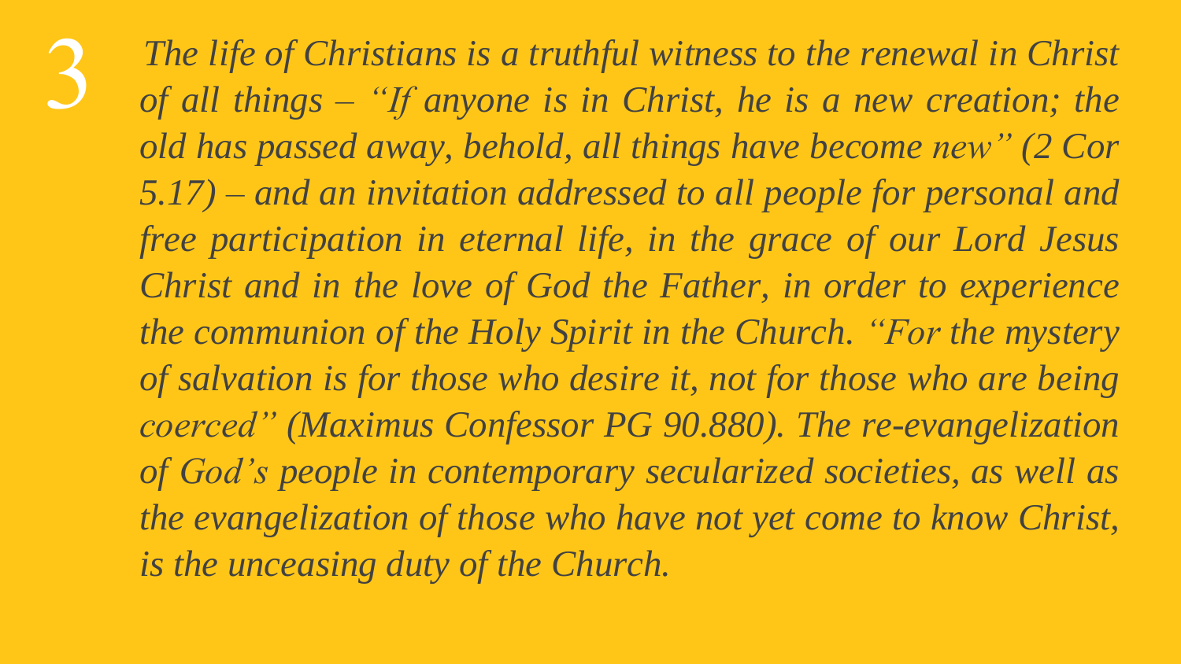3

*The life of Christians is a truthful witness to the renewal in Christ of all things – "If anyone is in Christ, he is a new creation; the old has passed away, behold, all things have become new" (2 Cor 5.17) – and an invitation addressed to all people for personal and free participation in eternal life, in the grace of our Lord Jesus Christ and in the love of God the Father, in order to experience the communion of the Holy Spirit in the Church. "For the mystery of salvation is for those who desire it, not for those who are being coerced" (Maximus Confessor PG 90.880). The re-evangelization of God's people in contemporary secularized societies, as well as the evangelization of those who have not yet come to know Christ, is the unceasing duty of the Church.*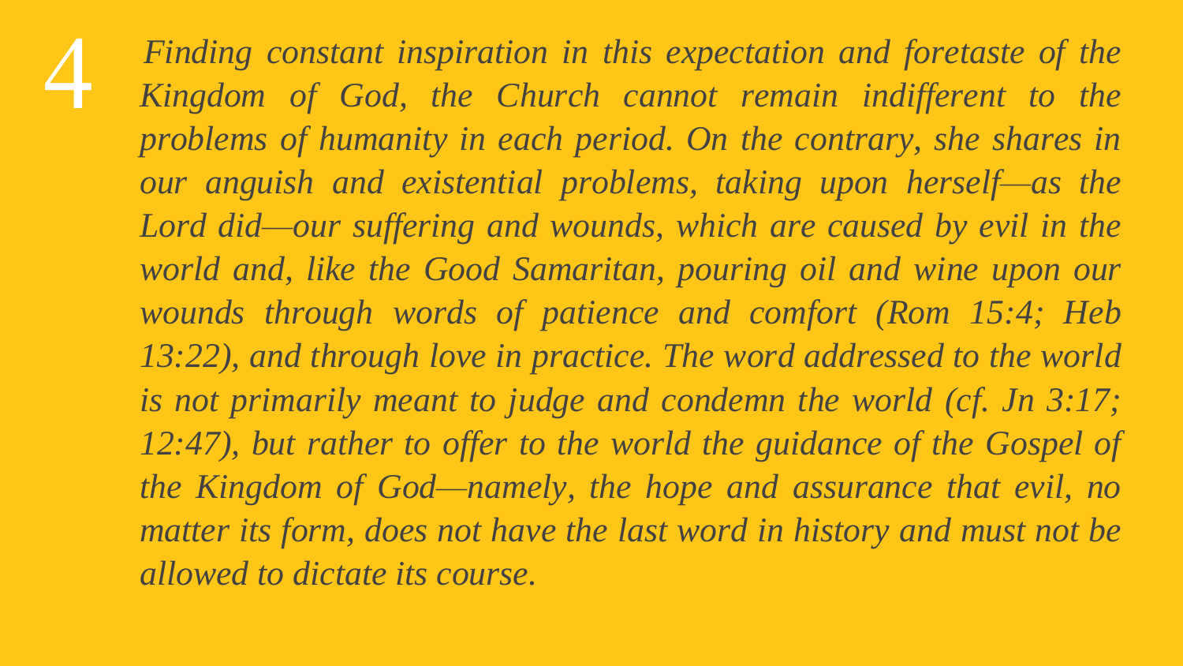4 *Finding constant inspiration in this expectation and foretaste of the Kingdom of God, the Church cannot remain indifferent to the problems of humanity in each period. On the contrary, she shares in our anguish and existential problems, taking upon herself—as the Lord did—our suffering and wounds, which are caused by evil in the world and, like the Good Samaritan, pouring oil and wine upon our wounds through words of patience and comfort (Rom 15:4; Heb 13:22), and through love in practice. The word addressed to the world is not primarily meant to judge and condemn the world (cf. Jn 3:17; 12:47), but rather to offer to the world the guidance of the Gospel of the Kingdom of God—namely, the hope and assurance that evil, no matter its form, does not have the last word in history and must not be allowed to dictate its course.*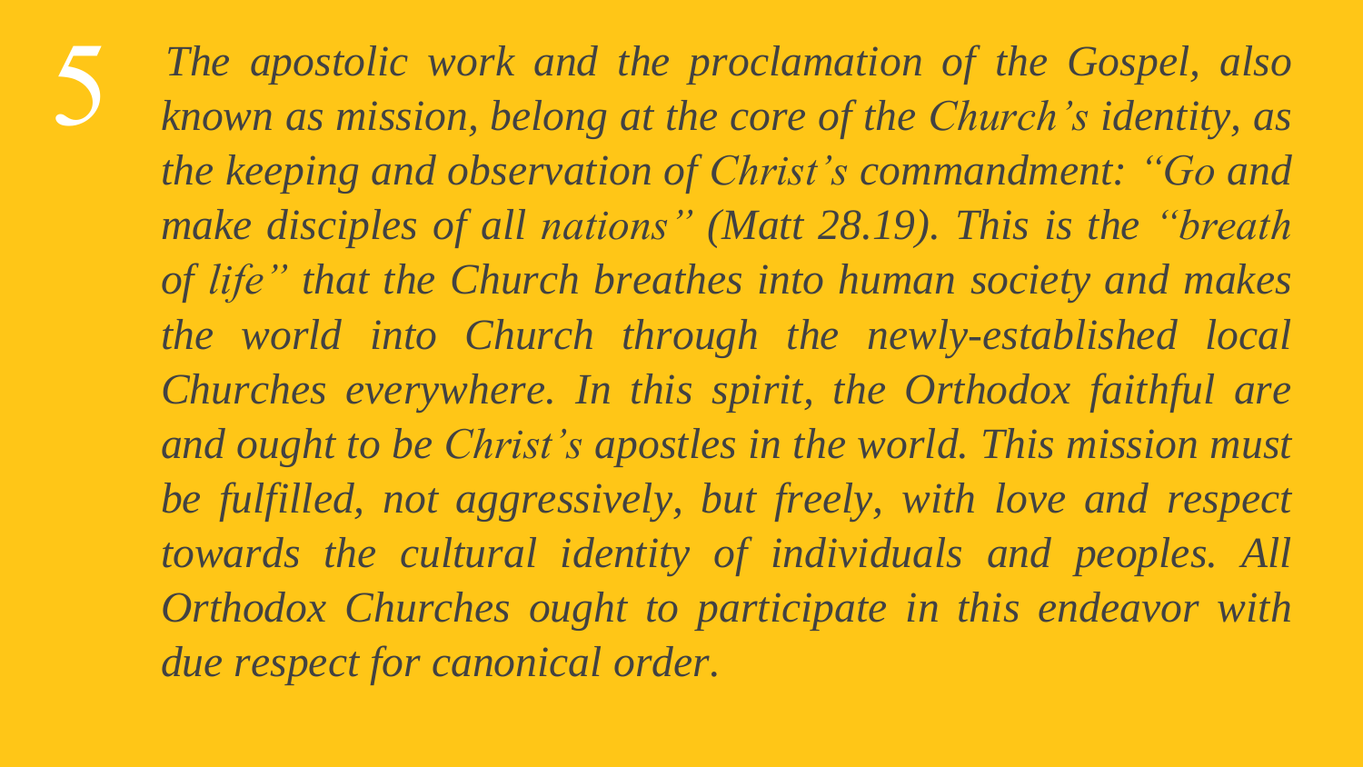5 *The apostolic work and the proclamation of the Gospel, also known as mission, belong at the core of the Church's identity, as the keeping and observation of Christ's commandment: "Go and make disciples of all nations" (Matt 28.19). This is the "breath of life" that the Church breathes into human society and makes the world into Church through the newly-established local Churches everywhere. In this spirit, the Orthodox faithful are and ought to be Christ's apostles in the world. This mission must be fulfilled, not aggressively, but freely, with love and respect towards the cultural identity of individuals and peoples. All Orthodox Churches ought to participate in this endeavor with due respect for canonical order.*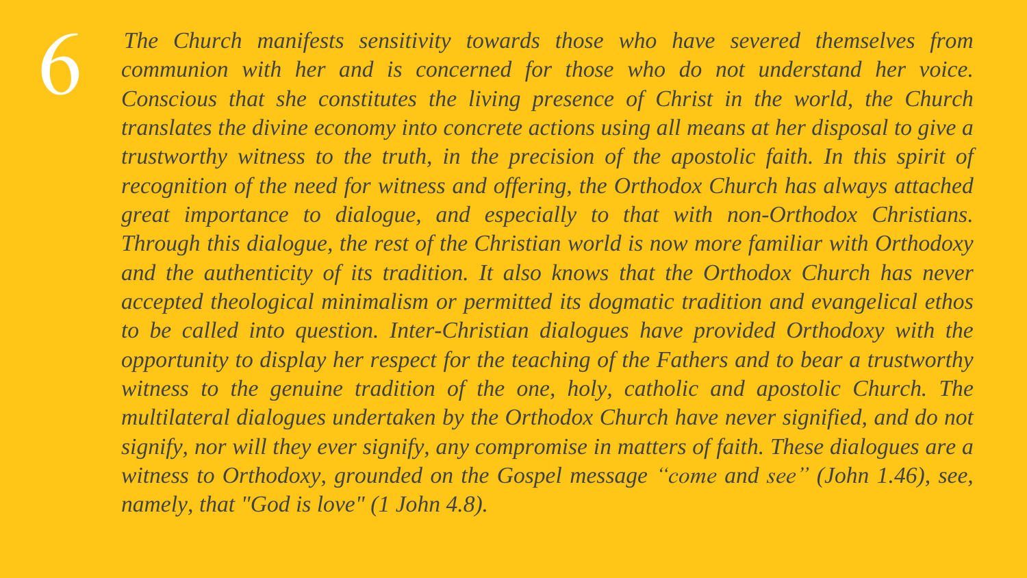6

*The Church manifests sensitivity towards those who have severed themselves from communion with her and is concerned for those who do not understand her voice. Conscious that she constitutes the living presence of Christ in the world, the Church translates the divine economy into concrete actions using all means at her disposal to give a trustworthy witness to the truth, in the precision of the apostolic faith. In this spirit of recognition of the need for witness and offering, the Orthodox Church has always attached great importance to dialogue, and especially to that with non-Orthodox Christians. Through this dialogue, the rest of the Christian world is now more familiar with Orthodoxy and the authenticity of its tradition. It also knows that the Orthodox Church has never accepted theological minimalism or permitted its dogmatic tradition and evangelical ethos to be called into question. Inter-Christian dialogues have provided Orthodoxy with the opportunity to display her respect for the teaching of the Fathers and to bear a trustworthy witness to the genuine tradition of the one, holy, catholic and apostolic Church. The multilateral dialogues undertaken by the Orthodox Church have never signified, and do not signify, nor will they ever signify, any compromise in matters of faith. These dialogues are a witness to Orthodoxy, grounded on the Gospel message "come and see" (John 1.46), see, namely, that "God is love" (1 John 4.8).*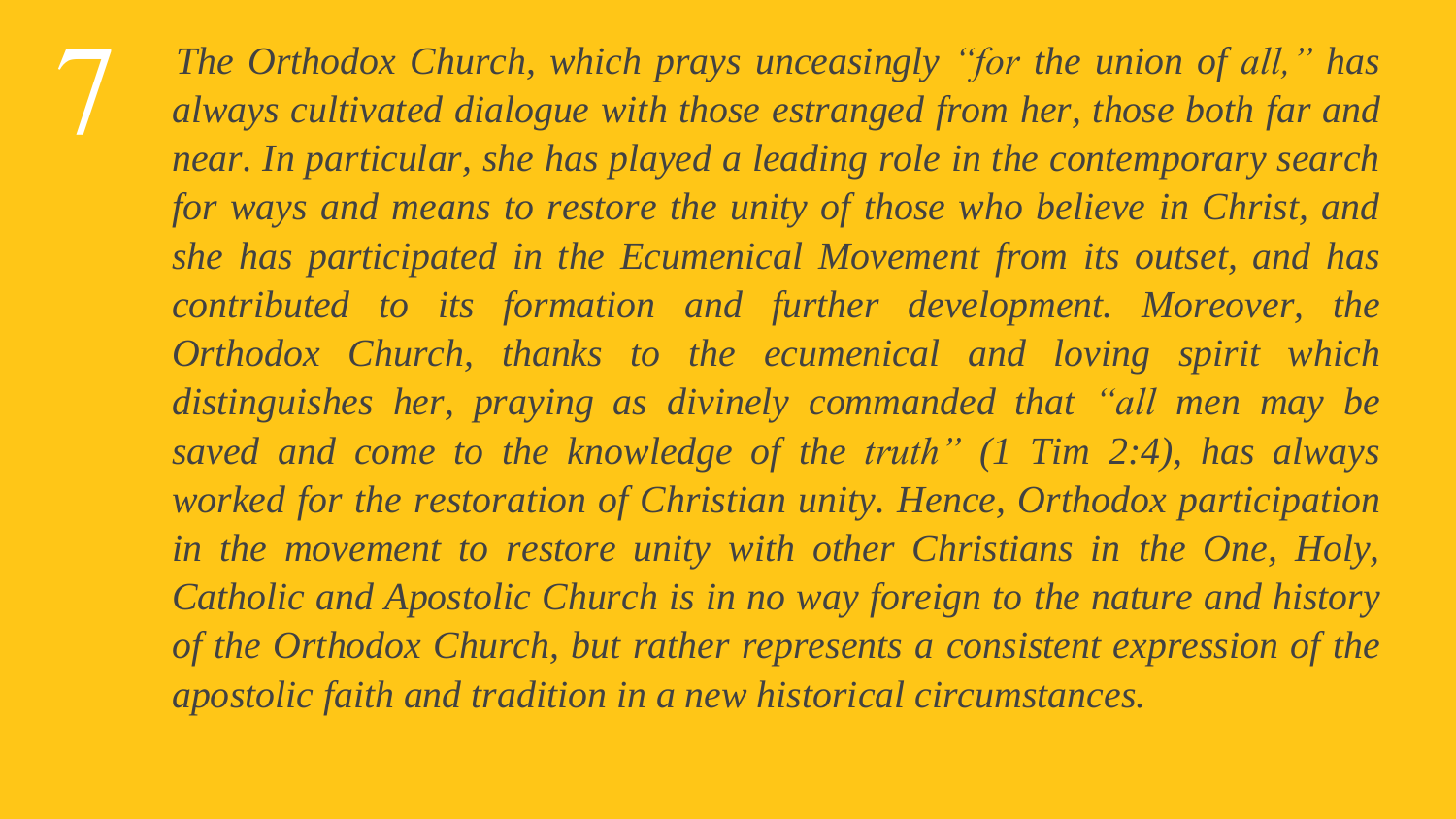7

*The Orthodox Church, which prays unceasingly "for the union of all," has always cultivated dialogue with those estranged from her, those both far and near. In particular, she has played a leading role in the contemporary search for ways and means to restore the unity of those who believe in Christ, and she has participated in the Ecumenical Movement from its outset, and has contributed to its formation and further development. Moreover, the Orthodox Church, thanks to the ecumenical and loving spirit which distinguishes her, praying as divinely commanded that "all men may be saved and come to the knowledge of the truth" (1 Tim 2:4), has always worked for the restoration of Christian unity. Hence, Orthodox participation in the movement to restore unity with other Christians in the One, Holy, Catholic and Apostolic Church is in no way foreign to the nature and history of the Orthodox Church, but rather represents a consistent expression of the apostolic faith and tradition in a new historical circumstances.*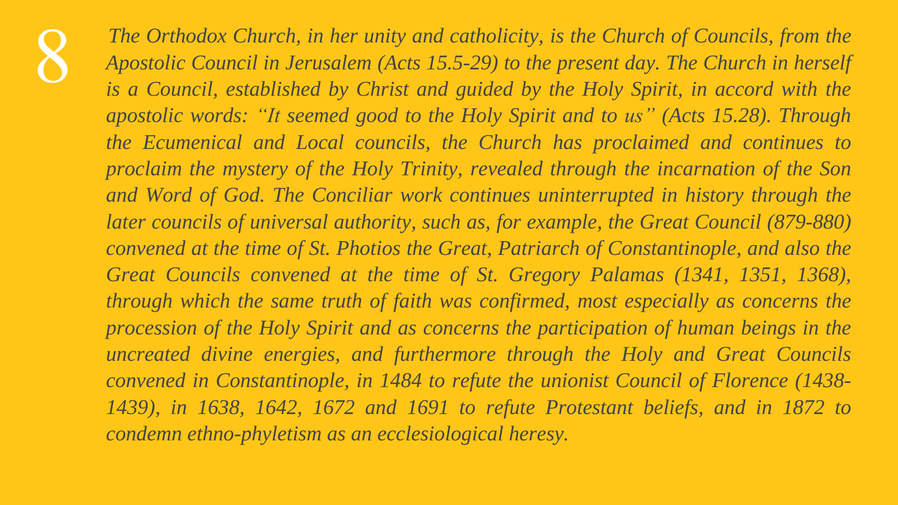8

*The Orthodox Church, in her unity and catholicity, is the Church of Councils, from the Apostolic Council in Jerusalem (Acts 15.5-29) to the present day. The Church in herself is a Council, established by Christ and guided by the Holy Spirit, in accord with the apostolic words: "It seemed good to the Holy Spirit and to us" (Acts 15.28). Through the Ecumenical and Local councils, the Church has proclaimed and continues to proclaim the mystery of the Holy Trinity, revealed through the incarnation of the Son and Word of God. The Conciliar work continues uninterrupted in history through the later councils of universal authority, such as, for example, the Great Council (879-880) convened at the time of St. Photios the Great, Patriarch of Constantinople, and also the Great Councils convened at the time of St. Gregory Palamas (1341, 1351, 1368), through which the same truth of faith was confirmed, most especially as concerns the procession of the Holy Spirit and as concerns the participation of human beings in the uncreated divine energies, and furthermore through the Holy and Great Councils convened in Constantinople, in 1484 to refute the unionist Council of Florence (1438-1439), in 1638, 1642, 1672 and 1691 to refute Protestant beliefs, and in 1872 to condemn ethno-phyletism as an ecclesiological heresy.*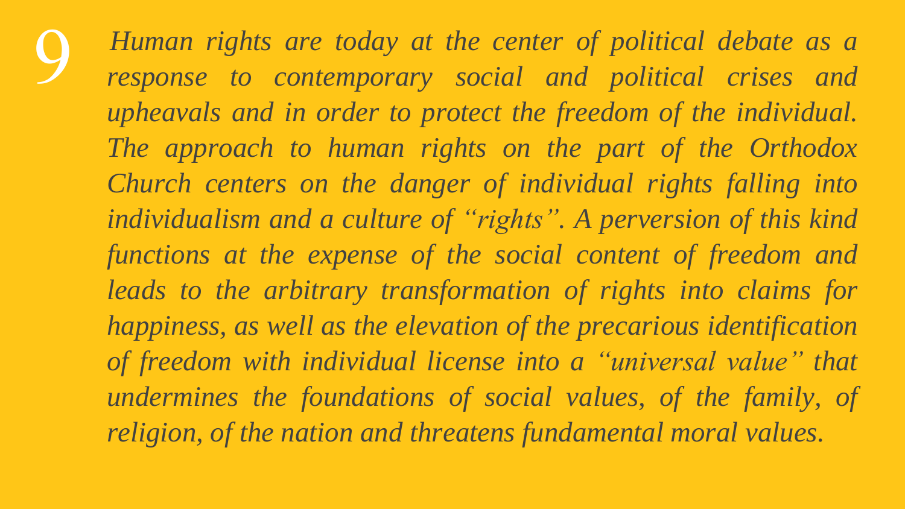9

*Human rights are today at the center of political debate as a response to contemporary social and political crises and upheavals and in order to protect the freedom of the individual. The approach to human rights on the part of the Orthodox Church centers on the danger of individual rights falling into individualism and a culture of "rights". A perversion of this kind functions at the expense of the social content of freedom and leads to the arbitrary transformation of rights into claims for happiness, as well as the elevation of the precarious identification of freedom with individual license into a "universal value" that undermines the foundations of social values, of the family, of religion, of the nation and threatens fundamental moral values.*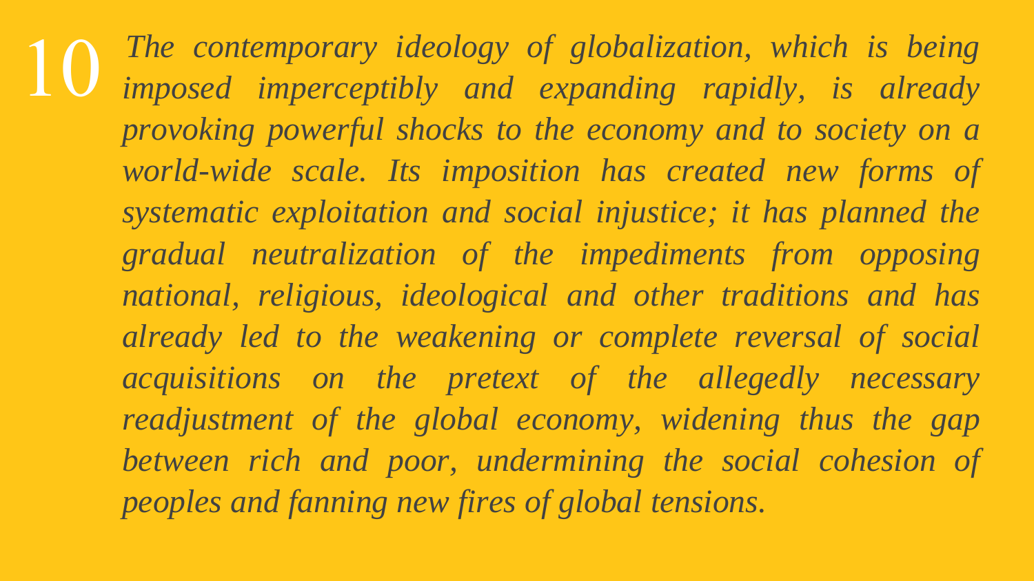10 *The contemporary ideology of globalization, which is being imposed imperceptibly and expanding rapidly, is already provoking powerful shocks to the economy and to society on a world-wide scale. Its imposition has created new forms of systematic exploitation and social injustice; it has planned the gradual neutralization of the impediments from opposing national, religious, ideological and other traditions and has already led to the weakening or complete reversal of social acquisitions on the pretext of the allegedly necessary readjustment of the global economy, widening thus the gap between rich and poor, undermining the social cohesion of peoples and fanning new fires of global tensions.*